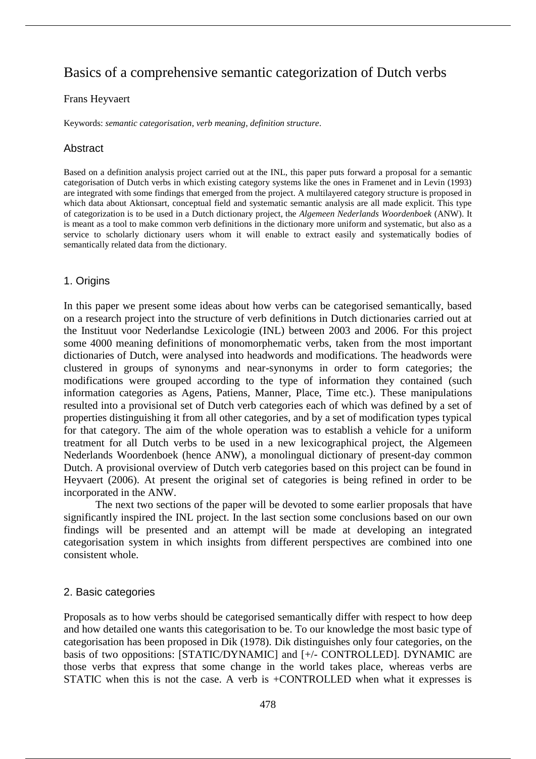# Basics of a comprehensive semantic categorization of Dutch verbs

Frans Heyvaert

Keywords: *semantic categorisation*, *verb meaning*, *definition structure*.

## Abstract

Based on a definition analysis project carried out at the INL, this paper puts forward a proposal for a semantic categorisation of Dutch verbs in which existing category systems like the ones in Framenet and in Levin (1993) are integrated with some findings that emerged from the project. A multilayered category structure is proposed in which data about Aktionsart, conceptual field and systematic semantic analysis are all made explicit. This type of categorization is to be used in a Dutch dictionary project, the *Algemeen Nederlands Woordenboek* (ANW). It is meant as a tool to make common verb definitions in the dictionary more uniform and systematic, but also as a service to scholarly dictionary users whom it will enable to extract easily and systematically bodies of semantically related data from the dictionary.

## 1. Origins

In this paper we present some ideas about how verbs can be categorised semantically, based on a research project into the structure of verb definitions in Dutch dictionaries carried out at the Instituut voor Nederlandse Lexicologie (INL) between 2003 and 2006. For this project some 4000 meaning definitions of monomorphematic verbs, taken from the most important dictionaries of Dutch, were analysed into headwords and modifications. The headwords were clustered in groups of synonyms and near-synonyms in order to form categories; the modifications were grouped according to the type of information they contained (such information categories as Agens, Patiens, Manner, Place, Time etc.). These manipulations resulted into a provisional set of Dutch verb categories each of which was defined by a set of properties distinguishing it from all other categories, and by a set of modification types typical for that category. The aim of the whole operation was to establish a vehicle for a uniform treatment for all Dutch verbs to be used in a new lexicographical project, the Algemeen Nederlands Woordenboek (hence ANW), a monolingual dictionary of present-day common Dutch. A provisional overview of Dutch verb categories based on this project can be found in Heyvaert (2006). At present the original set of categories is being refined in order to be incorporated in the ANW.

The next two sections of the paper will be devoted to some earlier proposals that have significantly inspired the INL project. In the last section some conclusions based on our own findings will be presented and an attempt will be made at developing an integrated categorisation system in which insights from different perspectives are combined into one consistent whole.

## 2. Basic categories

Proposals as to how verbs should be categorised semantically differ with respect to how deep and how detailed one wants this categorisation to be. To our knowledge the most basic type of categorisation has been proposed in Dik (1978). Dik distinguishes only four categories, on the basis of two oppositions: [STATIC/DYNAMIC] and [+/- CONTROLLED]. DYNAMIC are those verbs that express that some change in the world takes place, whereas verbs are STATIC when this is not the case. A verb is +CONTROLLED when what it expresses is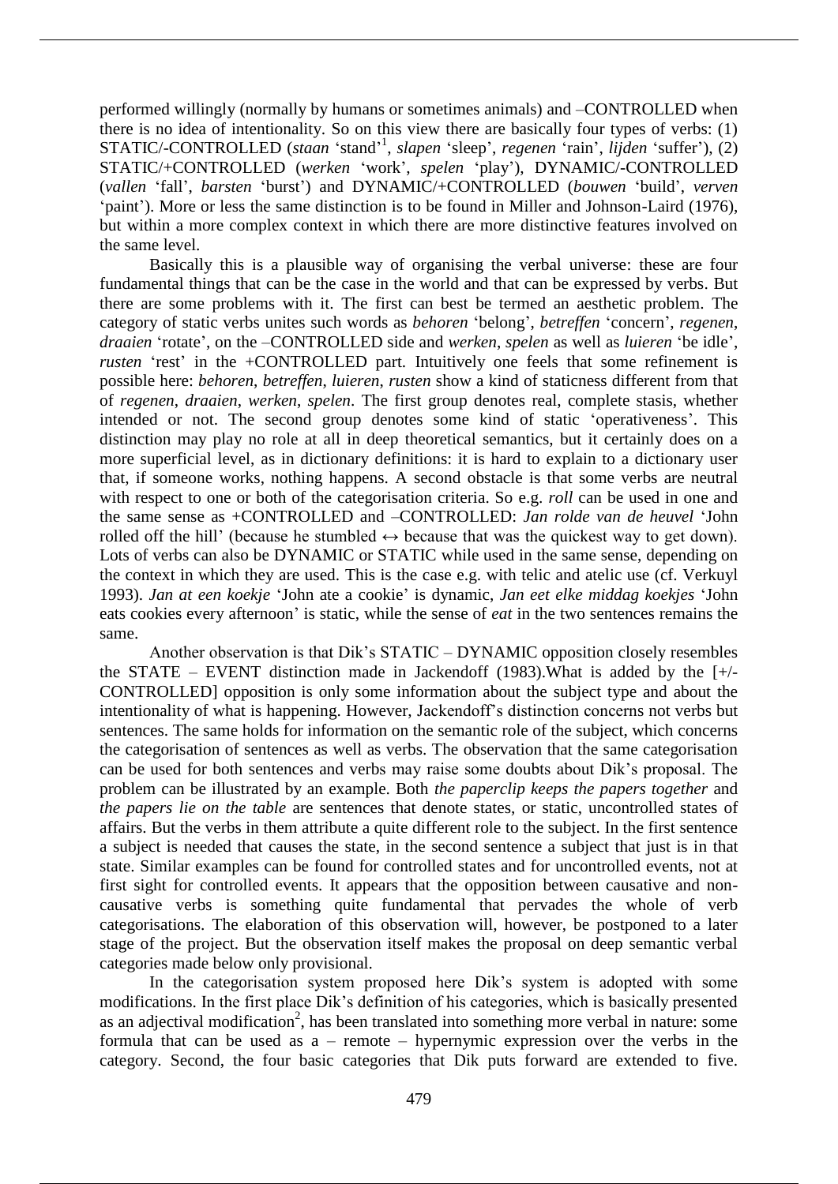performed willingly (normally by humans or sometimes animals) and –CONTROLLED when there is no idea of intentionality. So on this view there are basically four types of verbs: (1) STATIC/-CONTROLLED (*staan* 'stand'[1], *slapen* 'sleep', *regenen* 'rain', *lijden* 'suffer'), (2) STATIC/+CONTROLLED (*werken* 'work', *spelen* 'play'), DYNAMIC/-CONTROLLED (*vallen* 'fall', *barsten* 'burst') and DYNAMIC/+CONTROLLED (*bouwen* 'build', *verven* 'paint'). More or less the same distinction is to be found in Miller and Johnson-Laird (1976), but within a more complex context in which there are more distinctive features involved on the same level.

Basically this is a plausible way of organising the verbal universe: these are four fundamental things that can be the case in the world and that can be expressed by verbs. But there are some problems with it. The first can best be termed an aesthetic problem. The category of static verbs unites such words as *behoren* 'belong', *betreffen* 'concern', *regenen*, *draaien* 'rotate', on the –CONTROLLED side and *werken*, *spelen* as well as *luieren* 'be idle', *rusten* 'rest' in the +CONTROLLED part. Intuitively one feels that some refinement is possible here: *behoren*, *betreffen*, *luieren*, *rusten* show a kind of staticness different from that of *regenen*, *draaien*, *werken*, *spelen*. The first group denotes real, complete stasis, whether intended or not. The second group denotes some kind of static 'operativeness'. This distinction may play no role at all in deep theoretical semantics, but it certainly does on a more superficial level, as in dictionary definitions: it is hard to explain to a dictionary user that, if someone works, nothing happens. A second obstacle is that some verbs are neutral with respect to one or both of the categorisation criteria. So e.g. *roll* can be used in one and the same sense as +CONTROLLED and –CONTROLLED: *Jan rolde van de heuvel* 'John rolled off the hill' (because he stumbled ↔ because that was the quickest way to get down). Lots of verbs can also be DYNAMIC or STATIC while used in the same sense, depending on the context in which they are used. This is the case e.g. with telic and atelic use (cf. Verkuyl 1993). *Jan at een koekje* 'John ate a cookie' is dynamic, *Jan eet elke middag koekjes* 'John eats cookies every afternoon' is static, while the sense of *eat* in the two sentences remains the same.

Another observation is that Dik's STATIC – DYNAMIC opposition closely resembles the STATE – EVENT distinction made in Jackendoff (1983).What is added by the [+/-CONTROLLED] opposition is only some information about the subject type and about the intentionality of what is happening. However, Jackendoff's distinction concerns not verbs but sentences. The same holds for information on the semantic role of the subject, which concerns the categorisation of sentences as well as verbs. The observation that the same categorisation can be used for both sentences and verbs may raise some doubts about Dik's proposal. The problem can be illustrated by an example. Both *the paperclip keeps the papers together* and *the papers lie on the table* are sentences that denote states, or static, uncontrolled states of affairs. But the verbs in them attribute a quite different role to the subject. In the first sentence a subject is needed that causes the state, in the second sentence a subject that just is in that state. Similar examples can be found for controlled states and for uncontrolled events, not at first sight for controlled events. It appears that the opposition between causative and non-causative verbs is something quite fundamental that pervades the whole of verb categorisations. The elaboration of this observation will, however, be postponed to a later stage of the project. But the observation itself makes the proposal on deep semantic verbal categories made below only provisional.

In the categorisation system proposed here Dik's system is adopted with some modifications. In the first place Dik's definition of his categories, which is basically presented as an adjectival modification[2], has been translated into something more verbal in nature: some formula that can be used as a – remote – hypernymic expression over the verbs in the category. Second, the four basic categories that Dik puts forward are extended to five.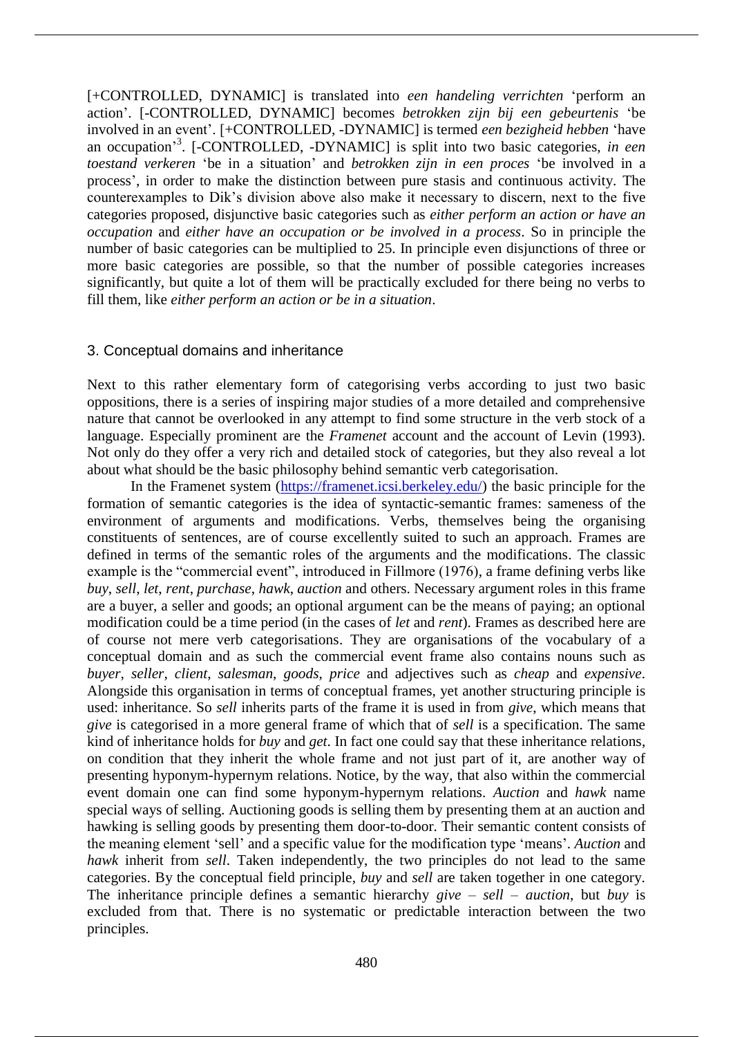[+CONTROLLED, DYNAMIC] is translated into *een handeling verrichten* 'perform an action'. [-CONTROLLED, DYNAMIC] becomes *betrokken zijn bij een gebeurtenis* 'be involved in an event'. [+CONTROLLED, -DYNAMIC] is termed *een bezigheid hebben* 'have an occupation'[3]. [-CONTROLLED, -DYNAMIC] is split into two basic categories, *in een toestand verkeren* 'be in a situation' and *betrokken zijn in een proces* 'be involved in a process', in order to make the distinction between pure stasis and continuous activity. The counterexamples to Dik's division above also make it necessary to discern, next to the five categories proposed, disjunctive basic categories such as *either perform an action or have an occupation* and *either have an occupation or be involved in a process*. So in principle the number of basic categories can be multiplied to 25. In principle even disjunctions of three or more basic categories are possible, so that the number of possible categories increases significantly, but quite a lot of them will be practically excluded for there being no verbs to fill them, like *either perform an action or be in a situation*.

## 3. Conceptual domains and inheritance

Next to this rather elementary form of categorising verbs according to just two basic oppositions, there is a series of inspiring major studies of a more detailed and comprehensive nature that cannot be overlooked in any attempt to find some structure in the verb stock of a language. Especially prominent are the *Framenet* account and the account of Levin (1993). Not only do they offer a very rich and detailed stock of categories, but they also reveal a lot about what should be the basic philosophy behind semantic verb categorisation.

In the Framenet system (https://framenet.icsi.berkeley.edu/) the basic principle for the formation of semantic categories is the idea of syntactic-semantic frames: sameness of the environment of arguments and modifications. Verbs, themselves being the organising constituents of sentences, are of course excellently suited to such an approach. Frames are defined in terms of the semantic roles of the arguments and the modifications. The classic example is the "commercial event", introduced in Fillmore (1976), a frame defining verbs like *buy*, *sell*, *let*, *rent*, *purchase*, *hawk*, *auction* and others. Necessary argument roles in this frame are a buyer, a seller and goods; an optional argument can be the means of paying; an optional modification could be a time period (in the cases of *let* and *rent*). Frames as described here are of course not mere verb categorisations. They are organisations of the vocabulary of a conceptual domain and as such the commercial event frame also contains nouns such as *buyer*, *seller*, *client*, *salesman*, *goods*, *price* and adjectives such as *cheap* and *expensive*. Alongside this organisation in terms of conceptual frames, yet another structuring principle is used: inheritance. So *sell* inherits parts of the frame it is used in from *give*, which means that *give* is categorised in a more general frame of which that of *sell* is a specification. The same kind of inheritance holds for *buy* and *get*. In fact one could say that these inheritance relations, on condition that they inherit the whole frame and not just part of it, are another way of presenting hyponym-hypernym relations. Notice, by the way, that also within the commercial event domain one can find some hyponym-hypernym relations. *Auction* and *hawk* name special ways of selling. Auctioning goods is selling them by presenting them at an auction and hawking is selling goods by presenting them door-to-door. Their semantic content consists of the meaning element 'sell' and a specific value for the modification type 'means'. *Auction* and *hawk* inherit from *sell*. Taken independently, the two principles do not lead to the same categories. By the conceptual field principle, *buy* and *sell* are taken together in one category. The inheritance principle defines a semantic hierarchy *give* – *sell* – *auction*, but *buy* is excluded from that. There is no systematic or predictable interaction between the two principles.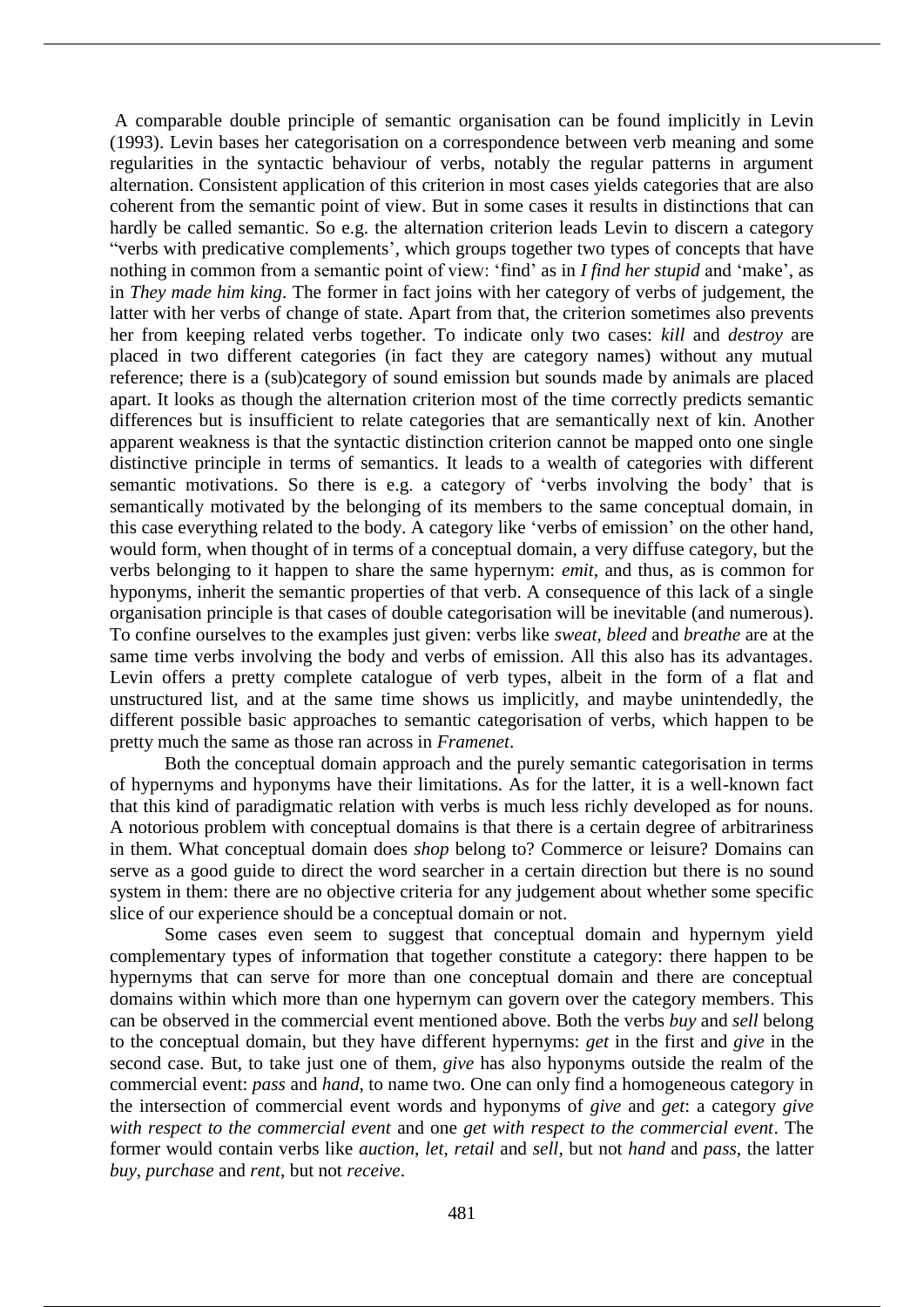A comparable double principle of semantic organisation can be found implicitly in Levin (1993). Levin bases her categorisation on a correspondence between verb meaning and some regularities in the syntactic behaviour of verbs, notably the regular patterns in argument alternation. Consistent application of this criterion in most cases yields categories that are also coherent from the semantic point of view. But in some cases it results in distinctions that can hardly be called semantic. So e.g. the alternation criterion leads Levin to discern a category "verbs with predicative complements', which groups together two types of concepts that have nothing in common from a semantic point of view: 'find' as in *I find her stupid* and 'make', as in *They made him king*. The former in fact joins with her category of verbs of judgement, the latter with her verbs of change of state. Apart from that, the criterion sometimes also prevents her from keeping related verbs together. To indicate only two cases: *kill* and *destroy* are placed in two different categories (in fact they are category names) without any mutual reference; there is a (sub)category of sound emission but sounds made by animals are placed apart. It looks as though the alternation criterion most of the time correctly predicts semantic differences but is insufficient to relate categories that are semantically next of kin. Another apparent weakness is that the syntactic distinction criterion cannot be mapped onto one single distinctive principle in terms of semantics. It leads to a wealth of categories with different semantic motivations. So there is e.g. a category of 'verbs involving the body' that is semantically motivated by the belonging of its members to the same conceptual domain, in this case everything related to the body. A category like 'verbs of emission' on the other hand, would form, when thought of in terms of a conceptual domain, a very diffuse category, but the verbs belonging to it happen to share the same hypernym: *emit*, and thus, as is common for hyponyms, inherit the semantic properties of that verb. A consequence of this lack of a single organisation principle is that cases of double categorisation will be inevitable (and numerous). To confine ourselves to the examples just given: verbs like *sweat*, *bleed* and *breathe* are at the same time verbs involving the body and verbs of emission. All this also has its advantages. Levin offers a pretty complete catalogue of verb types, albeit in the form of a flat and unstructured list, and at the same time shows us implicitly, and maybe unintendedly, the different possible basic approaches to semantic categorisation of verbs, which happen to be pretty much the same as those ran across in *Framenet*.

Both the conceptual domain approach and the purely semantic categorisation in terms of hypernyms and hyponyms have their limitations. As for the latter, it is a well-known fact that this kind of paradigmatic relation with verbs is much less richly developed as for nouns. A notorious problem with conceptual domains is that there is a certain degree of arbitrariness in them. What conceptual domain does *shop* belong to? Commerce or leisure? Domains can serve as a good guide to direct the word searcher in a certain direction but there is no sound system in them: there are no objective criteria for any judgement about whether some specific slice of our experience should be a conceptual domain or not.

Some cases even seem to suggest that conceptual domain and hypernym yield complementary types of information that together constitute a category: there happen to be hypernyms that can serve for more than one conceptual domain and there are conceptual domains within which more than one hypernym can govern over the category members. This can be observed in the commercial event mentioned above. Both the verbs *buy* and *sell* belong to the conceptual domain, but they have different hypernyms: *get* in the first and *give* in the second case. But, to take just one of them, *give* has also hyponyms outside the realm of the commercial event: *pass* and *hand*, to name two. One can only find a homogeneous category in the intersection of commercial event words and hyponyms of *give* and *get*: a category *give with respect to the commercial event* and one *get with respect to the commercial event*. The former would contain verbs like *auction*, *let*, *retail* and *sell*, but not *hand* and *pass*, the latter *buy*, *purchase* and *rent*, but not *receive*.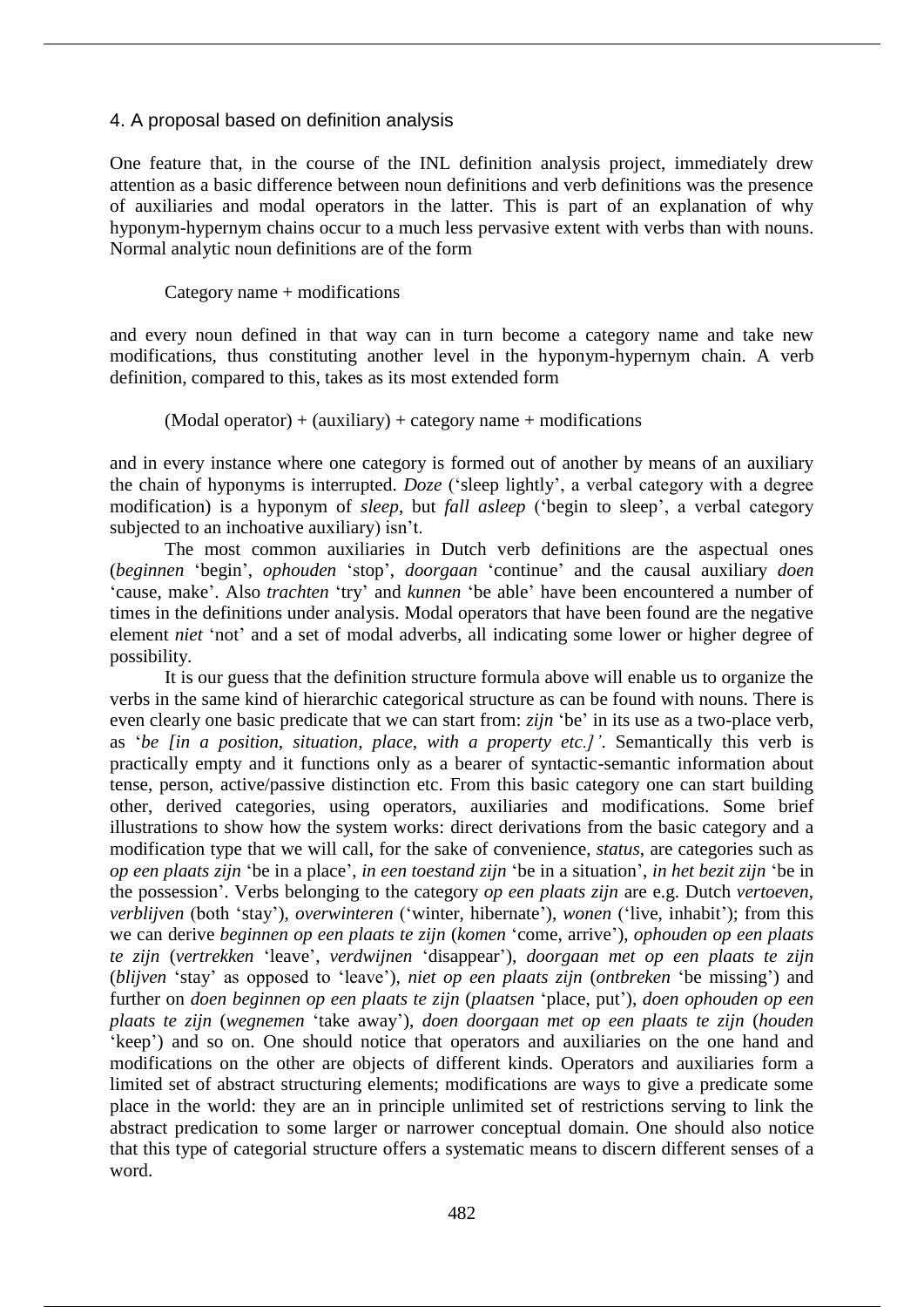## 4. A proposal based on definition analysis

One feature that, in the course of the INL definition analysis project, immediately drew attention as a basic difference between noun definitions and verb definitions was the presence of auxiliaries and modal operators in the latter. This is part of an explanation of why hyponym-hypernym chains occur to a much less pervasive extent with verbs than with nouns. Normal analytic noun definitions are of the form

> Category name + modifications

and every noun defined in that way can in turn become a category name and take new modifications, thus constituting another level in the hyponym-hypernym chain. A verb definition, compared to this, takes as its most extended form

> (Modal operator) + (auxiliary) + category name + modifications

and in every instance where one category is formed out of another by means of an auxiliary the chain of hyponyms is interrupted. *Doze* ('sleep lightly', a verbal category with a degree modification) is a hyponym of *sleep*, but *fall asleep* ('begin to sleep', a verbal category subjected to an inchoative auxiliary) isn't.

The most common auxiliaries in Dutch verb definitions are the aspectual ones (*beginnen* 'begin', *ophouden* 'stop', *doorgaan* 'continue' and the causal auxiliary *doen* 'cause, make'. Also *trachten* 'try' and *kunnen* 'be able' have been encountered a number of times in the definitions under analysis. Modal operators that have been found are the negative element *niet* 'not' and a set of modal adverbs, all indicating some lower or higher degree of possibility.

It is our guess that the definition structure formula above will enable us to organize the verbs in the same kind of hierarchic categorical structure as can be found with nouns. There is even clearly one basic predicate that we can start from: *zijn* 'be' in its use as a two-place verb, as '*be [in a position, situation, place, with a property etc.]'*. Semantically this verb is practically empty and it functions only as a bearer of syntactic-semantic information about tense, person, active/passive distinction etc. From this basic category one can start building other, derived categories, using operators, auxiliaries and modifications. Some brief illustrations to show how the system works: direct derivations from the basic category and a modification type that we will call, for the sake of convenience, *status*, are categories such as *op een plaats zijn* 'be in a place', *in een toestand zijn* 'be in a situation', *in het bezit zijn* 'be in the possession'. Verbs belonging to the category *op een plaats zijn* are e.g. Dutch *vertoeven*, *verblijven* (both 'stay'), *overwinteren* ('winter, hibernate'), *wonen* ('live, inhabit'); from this we can derive *beginnen op een plaats te zijn* (*komen* 'come, arrive'), *ophouden op een plaats te zijn* (*vertrekken* 'leave', *verdwijnen* 'disappear'), *doorgaan met op een plaats te zijn* (*blijven* 'stay' as opposed to 'leave'), *niet op een plaats zijn* (*ontbreken* 'be missing') and further on *doen beginnen op een plaats te zijn* (*plaatsen* 'place, put'), *doen ophouden op een plaats te zijn* (*wegnemen* 'take away'), *doen doorgaan met op een plaats te zijn* (*houden* 'keep') and so on. One should notice that operators and auxiliaries on the one hand and modifications on the other are objects of different kinds. Operators and auxiliaries form a limited set of abstract structuring elements; modifications are ways to give a predicate some place in the world: they are an in principle unlimited set of restrictions serving to link the abstract predication to some larger or narrower conceptual domain. One should also notice that this type of categorial structure offers a systematic means to discern different senses of a word.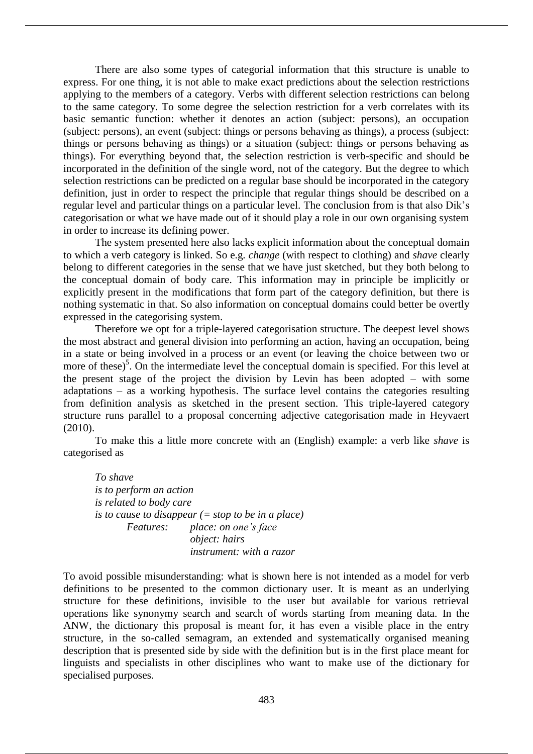There are also some types of categorial information that this structure is unable to express. For one thing, it is not able to make exact predictions about the selection restrictions applying to the members of a category. Verbs with different selection restrictions can belong to the same category. To some degree the selection restriction for a verb correlates with its basic semantic function: whether it denotes an action (subject: persons), an occupation (subject: persons), an event (subject: things or persons behaving as things), a process (subject: things or persons behaving as things) or a situation (subject: things or persons behaving as things). For everything beyond that, the selection restriction is verb-specific and should be incorporated in the definition of the single word, not of the category. But the degree to which selection restrictions can be predicted on a regular base should be incorporated in the category definition, just in order to respect the principle that regular things should be described on a regular level and particular things on a particular level. The conclusion from is that also Dik's categorisation or what we have made out of it should play a role in our own organising system in order to increase its defining power.

The system presented here also lacks explicit information about the conceptual domain to which a verb category is linked. So e.g. *change* (with respect to clothing) and *shave* clearly belong to different categories in the sense that we have just sketched, but they both belong to the conceptual domain of body care. This information may in principle be implicitly or explicitly present in the modifications that form part of the category definition, but there is nothing systematic in that. So also information on conceptual domains could better be overtly expressed in the categorising system.

Therefore we opt for a triple-layered categorisation structure. The deepest level shows the most abstract and general division into performing an action, having an occupation, being in a state or being involved in a process or an event (or leaving the choice between two or more of these)[5]. On the intermediate level the conceptual domain is specified. For this level at the present stage of the project the division by Levin has been adopted – with some adaptations – as a working hypothesis. The surface level contains the categories resulting from definition analysis as sketched in the present section. This triple-layered category structure runs parallel to a proposal concerning adjective categorisation made in Heyvaert (2010).

To make this a little more concrete with an (English) example: a verb like *shave* is categorised as

> *To shave*
> *is to perform an action*
> *is related to body care*
> *is to cause to disappear (= stop to be in a place)*
> &nbsp;&nbsp;&nbsp;&nbsp;*Features:* &nbsp;&nbsp;*place: on one's face*
> &nbsp;&nbsp;&nbsp;&nbsp;&nbsp;&nbsp;&nbsp;&nbsp;&nbsp;&nbsp;&nbsp;&nbsp;&nbsp;&nbsp;&nbsp;&nbsp;&nbsp;&nbsp;&nbsp;&nbsp;*object: hairs*
> &nbsp;&nbsp;&nbsp;&nbsp;&nbsp;&nbsp;&nbsp;&nbsp;&nbsp;&nbsp;&nbsp;&nbsp;&nbsp;&nbsp;&nbsp;&nbsp;&nbsp;&nbsp;&nbsp;&nbsp;*instrument: with a razor*

To avoid possible misunderstanding: what is shown here is not intended as a model for verb definitions to be presented to the common dictionary user. It is meant as an underlying structure for these definitions, invisible to the user but available for various retrieval operations like synonymy search and search of words starting from meaning data. In the ANW, the dictionary this proposal is meant for, it has even a visible place in the entry structure, in the so-called semagram, an extended and systematically organised meaning description that is presented side by side with the definition but is in the first place meant for linguists and specialists in other disciplines who want to make use of the dictionary for specialised purposes.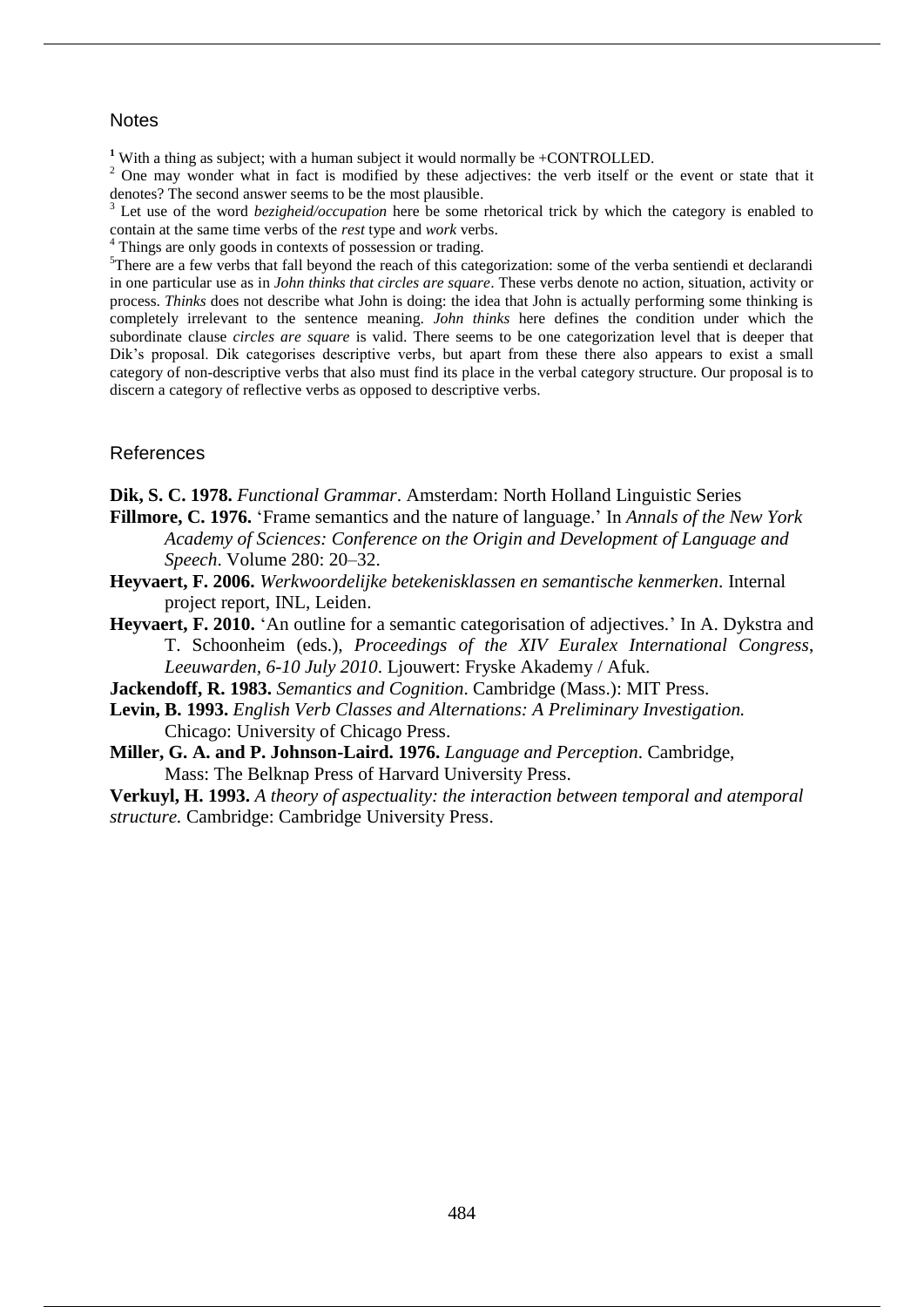## Notes

[1] With a thing as subject; with a human subject it would normally be +CONTROLLED.
[2] One may wonder what in fact is modified by these adjectives: the verb itself or the event or state that it denotes? The second answer seems to be the most plausible.
[3] Let use of the word *bezigheid/occupation* here be some rhetorical trick by which the category is enabled to contain at the same time verbs of the *rest* type and *work* verbs.
[4] Things are only goods in contexts of possession or trading.
[5]There are a few verbs that fall beyond the reach of this categorization: some of the verba sentiendi et declarandi in one particular use as in *John thinks that circles are square*. These verbs denote no action, situation, activity or process. *Thinks* does not describe what John is doing: the idea that John is actually performing some thinking is completely irrelevant to the sentence meaning. *John thinks* here defines the condition under which the subordinate clause *circles are square* is valid. There seems to be one categorization level that is deeper that Dik's proposal. Dik categorises descriptive verbs, but apart from these there also appears to exist a small category of non-descriptive verbs that also must find its place in the verbal category structure. Our proposal is to discern a category of reflective verbs as opposed to descriptive verbs.

## References

**Dik, S. C. 1978.** *Functional Grammar*. Amsterdam: North Holland Linguistic Series

**Fillmore, C. 1976.** 'Frame semantics and the nature of language.' In *Annals of the New York Academy of Sciences: Conference on the Origin and Development of Language and Speech*. Volume 280: 20–32.

**Heyvaert, F. 2006.** *Werkwoordelijke betekenisklassen en semantische kenmerken*. Internal project report, INL, Leiden.

**Heyvaert, F. 2010.** 'An outline for a semantic categorisation of adjectives.' In A. Dykstra and T. Schoonheim (eds.), *Proceedings of the XIV Euralex International Congress, Leeuwarden, 6-10 July 2010*. Ljouwert: Fryske Akademy / Afuk.

**Jackendoff, R. 1983.** *Semantics and Cognition*. Cambridge (Mass.): MIT Press.

**Levin, B. 1993.** *English Verb Classes and Alternations: A Preliminary Investigation.* Chicago: University of Chicago Press.

**Miller, G. A. and P. Johnson-Laird. 1976.** *Language and Perception*. Cambridge, Mass: The Belknap Press of Harvard University Press.

**Verkuyl, H. 1993.** *A theory of aspectuality: the interaction between temporal and atemporal structure.* Cambridge: Cambridge University Press.